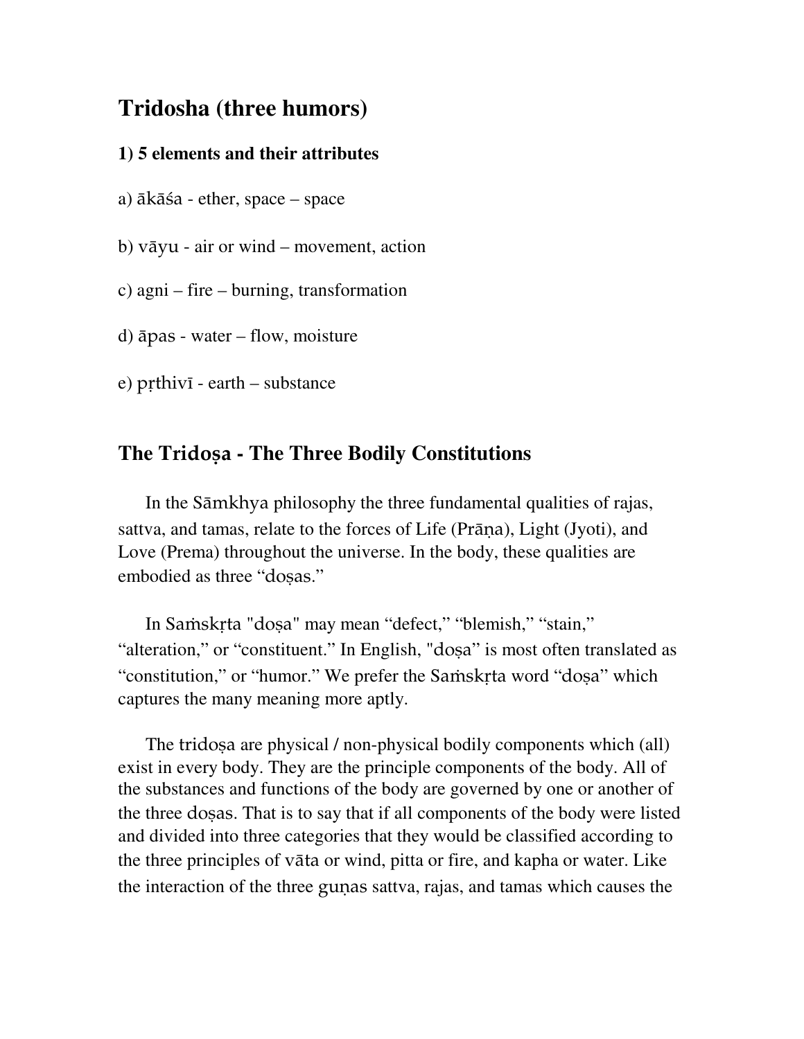## Tridosha (three humors)

### 1) 5 elements and their attributes

a) ākāśa - ether, space – space

b) vāyu - air or wind – movement, action

c) agni – fire – burning, transformation

d) āpas - water – flow, moisture

e) pṛthivī - earth – substance

## The Tridoṣa - The Three Bodily Constitutions

In the Sāmkhya philosophy the three fundamental qualities of rajas, sattva, and tamas, relate to the forces of Life (Prāṇa), Light (Jyoti), and Love (Prema) throughout the universe. In the body, these qualities are embodied as three "doṣas."

In Saṁskṛta "doṣa" may mean "defect," "blemish," "stain," "alteration," or "constituent." In English, "doṣa" is most often translated as "constitution," or "humor." We prefer the Saṁskṛta word "doṣa" which captures the many meaning more aptly.

The tridoṣa are physical / non-physical bodily components which (all) exist in every body. They are the principle components of the body. All of the substances and functions of the body are governed by one or another of the three doṣas. That is to say that if all components of the body were listed and divided into three categories that they would be classified according to the three principles of vāta or wind, pitta or fire, and kapha or water. Like the interaction of the three guṇas sattva, rajas, and tamas which causes the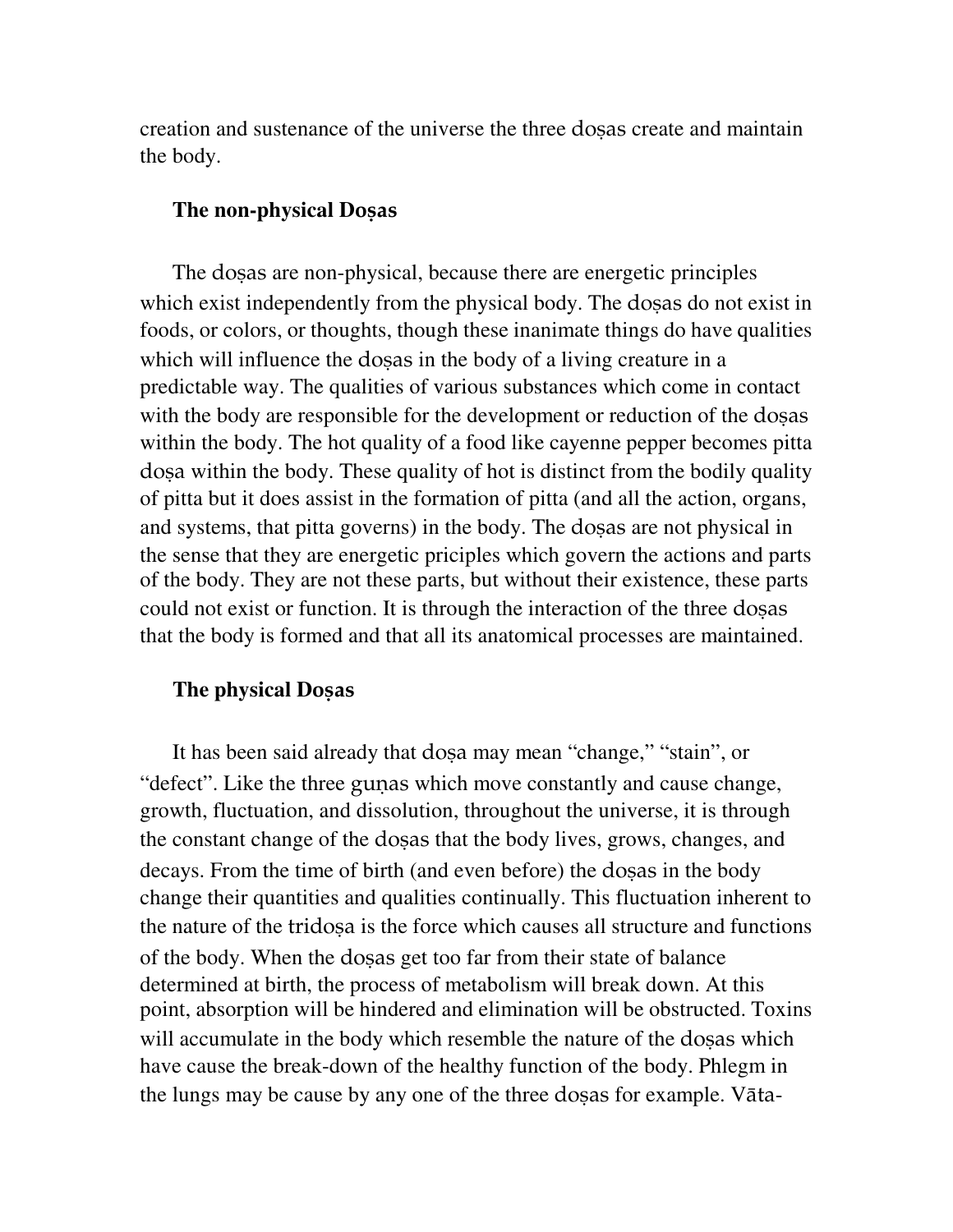creation and sustenance of the universe the three doṣas create and maintain the body.

### The non-physical Doṣas

The doṣas are non-physical, because there are energetic principles which exist independently from the physical body. The doṣas do not exist in foods, or colors, or thoughts, though these inanimate things do have qualities which will influence the doṣas in the body of a living creature in a predictable way. The qualities of various substances which come in contact with the body are responsible for the development or reduction of the doṣas within the body. The hot quality of a food like cayenne pepper becomes pitta doṣa within the body. These quality of hot is distinct from the bodily quality of pitta but it does assist in the formation of pitta (and all the action, organs, and systems, that pitta governs) in the body. The doṣas are not physical in the sense that they are energetic priciples which govern the actions and parts of the body. They are not these parts, but without their existence, these parts could not exist or function. It is through the interaction of the three doṣas that the body is formed and that all its anatomical processes are maintained.

### The physical Doṣas

It has been said already that doṣa may mean "change," "stain", or "defect". Like the three guṇas which move constantly and cause change, growth, fluctuation, and dissolution, throughout the universe, it is through the constant change of the doṣas that the body lives, grows, changes, and decays. From the time of birth (and even before) the doṣas in the body change their quantities and qualities continually. This fluctuation inherent to the nature of the tridoṣa is the force which causes all structure and functions of the body. When the doṣas get too far from their state of balance determined at birth, the process of metabolism will break down. At this point, absorption will be hindered and elimination will be obstructed. Toxins will accumulate in the body which resemble the nature of the doṣas which have cause the break-down of the healthy function of the body. Phlegm in the lungs may be cause by any one of the three doṣas for example. Vāta-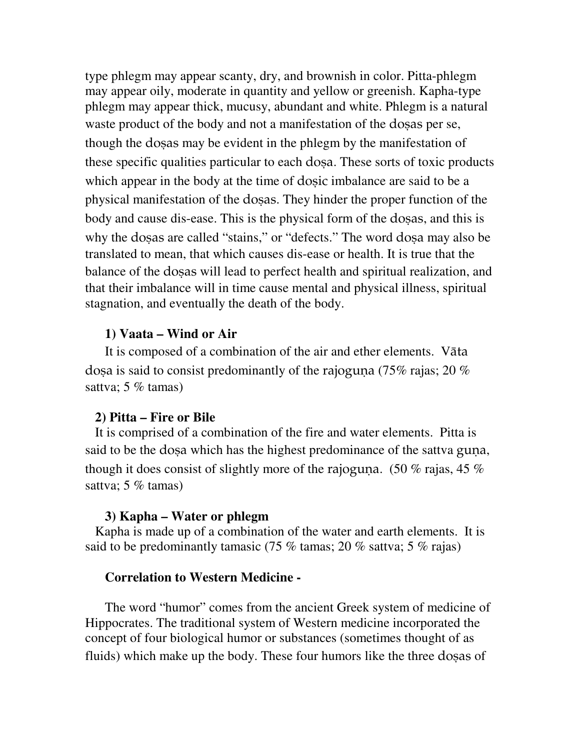type phlegm may appear scanty, dry, and brownish in color. Pitta-phlegm may appear oily, moderate in quantity and yellow or greenish. Kapha-type phlegm may appear thick, mucusy, abundant and white. Phlegm is a natural waste product of the body and not a manifestation of the doṣas per se, though the doṣas may be evident in the phlegm by the manifestation of these specific qualities particular to each doṣa. These sorts of toxic products which appear in the body at the time of doṣic imbalance are said to be a physical manifestation of the doṣas. They hinder the proper function of the body and cause dis-ease. This is the physical form of the doṣas, and this is why the doṣas are called "stains," or "defects." The word doṣa may also be translated to mean, that which causes dis-ease or health. It is true that the balance of the doṣas will lead to perfect health and spiritual realization, and that their imbalance will in time cause mental and physical illness, spiritual stagnation, and eventually the death of the body.

**1) Vaata – Wind or Air**

It is composed of a combination of the air and ether elements. Vāta doṣa is said to consist predominantly of the rajoguṇa (75% rajas; 20 % sattva; 5 % tamas)

**2) Pitta – Fire or Bile**

It is comprised of a combination of the fire and water elements. Pitta is said to be the doṣa which has the highest predominance of the sattva guṇa, though it does consist of slightly more of the rajoguṇa. (50 % rajas, 45 % sattva; 5 % tamas)

**3) Kapha – Water or phlegm**

Kapha is made up of a combination of the water and earth elements. It is said to be predominantly tamasic (75 % tamas; 20 % sattva; 5 % rajas)

**Correlation to Western Medicine -**

The word "humor" comes from the ancient Greek system of medicine of Hippocrates. The traditional system of Western medicine incorporated the concept of four biological humor or substances (sometimes thought of as fluids) which make up the body. These four humors like the three doṣas of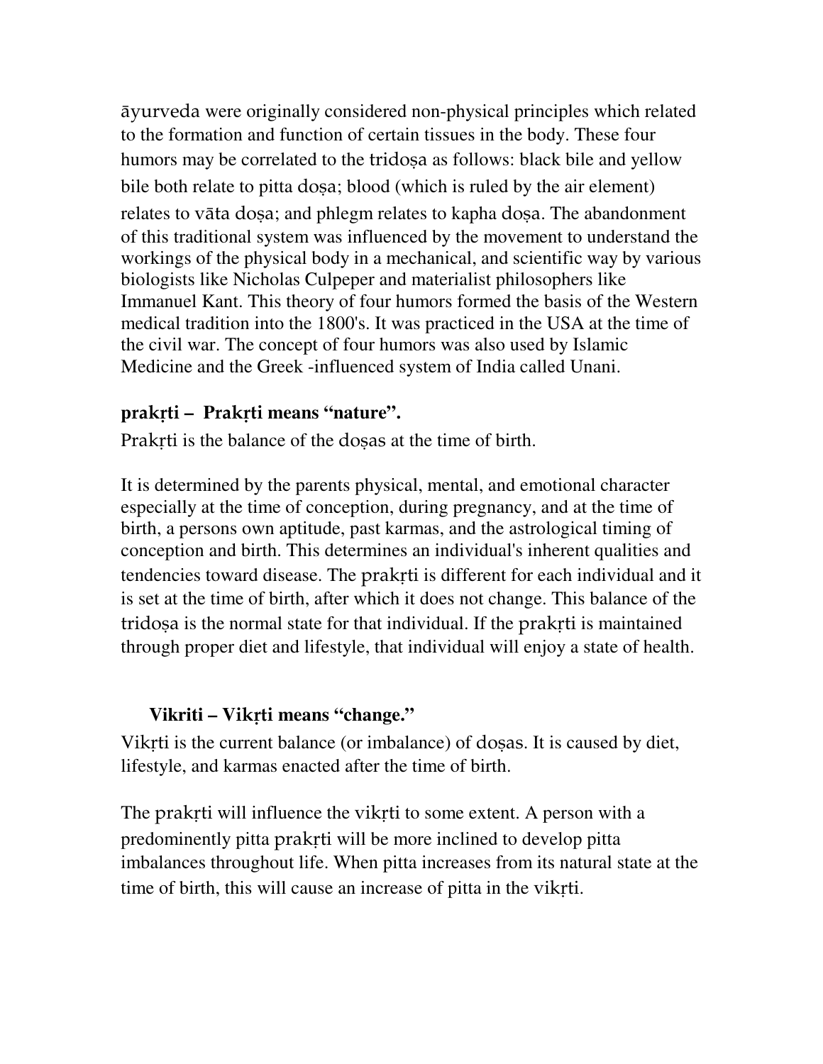āyurveda were originally considered non-physical principles which related to the formation and function of certain tissues in the body. These four humors may be correlated to the tridoṣa as follows: black bile and yellow bile both relate to pitta doṣa; blood (which is ruled by the air element) relates to vāta doṣa; and phlegm relates to kapha doṣa. The abandonment of this traditional system was influenced by the movement to understand the workings of the physical body in a mechanical, and scientific way by various biologists like Nicholas Culpeper and materialist philosophers like Immanuel Kant. This theory of four humors formed the basis of the Western medical tradition into the 1800's. It was practiced in the USA at the time of the civil war. The concept of four humors was also used by Islamic Medicine and the Greek -influenced system of India called Unani.

**prakṛti – Prakṛti means "nature".**

Prakṛti is the balance of the doṣas at the time of birth.

It is determined by the parents physical, mental, and emotional character especially at the time of conception, during pregnancy, and at the time of birth, a persons own aptitude, past karmas, and the astrological timing of conception and birth. This determines an individual's inherent qualities and tendencies toward disease. The prakṛti is different for each individual and it is set at the time of birth, after which it does not change. This balance of the tridoṣa is the normal state for that individual. If the prakṛti is maintained through proper diet and lifestyle, that individual will enjoy a state of health.

**Vikriti – Vikṛti means "change."**

Vikṛti is the current balance (or imbalance) of doṣas. It is caused by diet, lifestyle, and karmas enacted after the time of birth.

The prakṛti will influence the vikṛti to some extent. A person with a predominently pitta prakṛti will be more inclined to develop pitta imbalances throughout life. When pitta increases from its natural state at the time of birth, this will cause an increase of pitta in the vikṛti.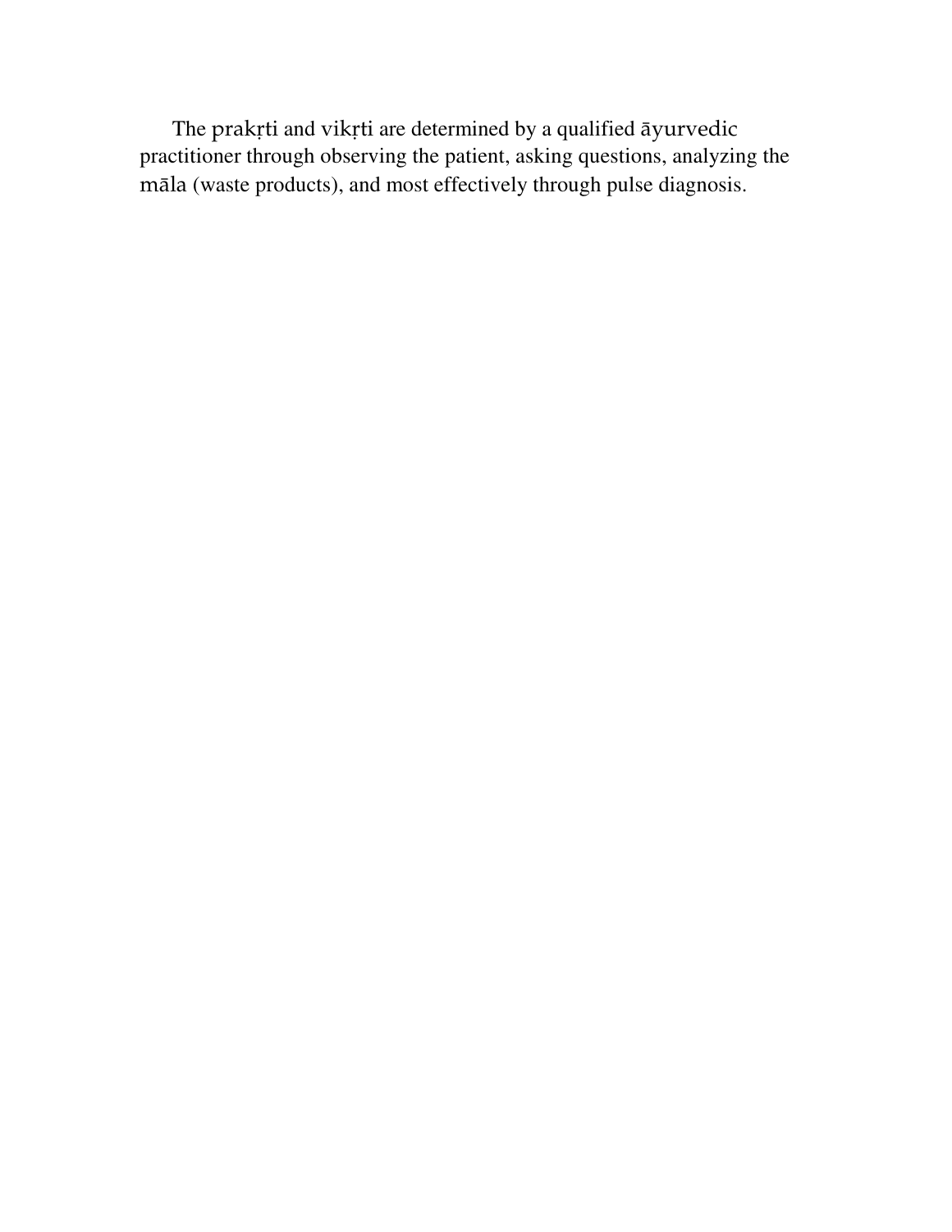The prakṛti and vikṛti are determined by a qualified āyurvedic practitioner through observing the patient, asking questions, analyzing the māla (waste products), and most effectively through pulse diagnosis.